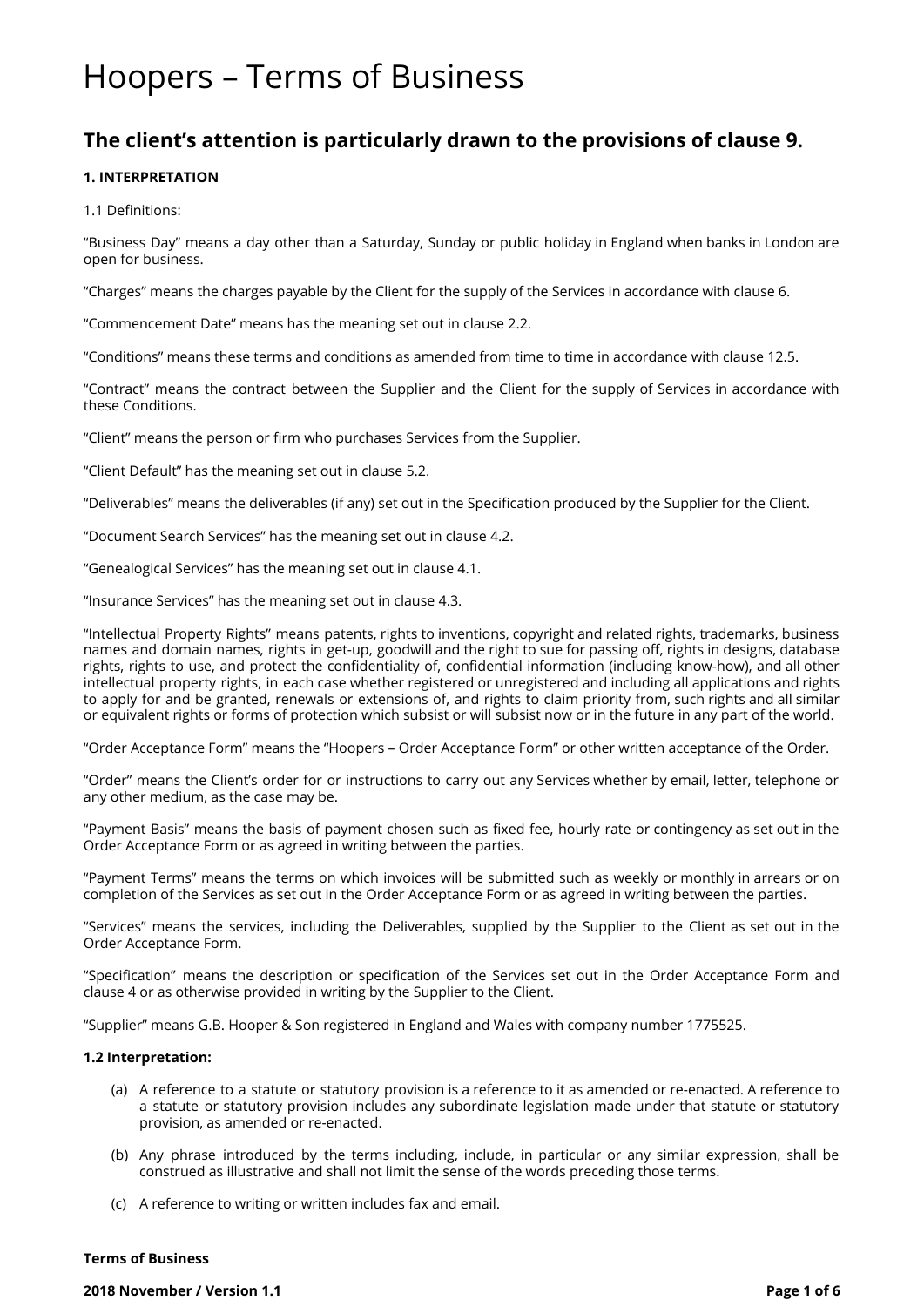# Hoopers – Terms of Business

## The client's attention is particularly drawn to the provisions of clause 9.

**1. INTERPRETATION**

1.1 Definitions:

"Business Day" means a day other than a Saturday, Sunday or public holiday in England when banks in London are open for business.

"Charges" means the charges payable by the Client for the supply of the Services in accordance with clause 6.

"Commencement Date" means has the meaning set out in clause 2.2.

"Conditions" means these terms and conditions as amended from time to time in accordance with clause 12.5.

"Contract" means the contract between the Supplier and the Client for the supply of Services in accordance with these Conditions.

"Client" means the person or firm who purchases Services from the Supplier.

"Client Default" has the meaning set out in clause 5.2.

"Deliverables" means the deliverables (if any) set out in the Specification produced by the Supplier for the Client.

"Document Search Services" has the meaning set out in clause 4.2.

"Genealogical Services" has the meaning set out in clause 4.1.

"Insurance Services" has the meaning set out in clause 4.3.

"Intellectual Property Rights" means patents, rights to inventions, copyright and related rights, trademarks, business names and domain names, rights in get-up, goodwill and the right to sue for passing off, rights in designs, database rights, rights to use, and protect the confidentiality of, confidential information (including know-how), and all other intellectual property rights, in each case whether registered or unregistered and including all applications and rights to apply for and be granted, renewals or extensions of, and rights to claim priority from, such rights and all similar or equivalent rights or forms of protection which subsist or will subsist now or in the future in any part of the world.

"Order Acceptance Form" means the "Hoopers – Order Acceptance Form" or other written acceptance of the Order.

"Order" means the Client's order for or instructions to carry out any Services whether by email, letter, telephone or any other medium, as the case may be.

"Payment Basis" means the basis of payment chosen such as fixed fee, hourly rate or contingency as set out in the Order Acceptance Form or as agreed in writing between the parties.

"Payment Terms" means the terms on which invoices will be submitted such as weekly or monthly in arrears or on completion of the Services as set out in the Order Acceptance Form or as agreed in writing between the parties.

"Services" means the services, including the Deliverables, supplied by the Supplier to the Client as set out in the Order Acceptance Form.

"Specification" means the description or specification of the Services set out in the Order Acceptance Form and clause 4 or as otherwise provided in writing by the Supplier to the Client.

"Supplier" means G.B. Hooper & Son registered in England and Wales with company number 1775525.

**1.2 Interpretation:**

(a) A reference to a statute or statutory provision is a reference to it as amended or re-enacted. A reference to a statute or statutory provision includes any subordinate legislation made under that statute or statutory provision, as amended or re-enacted.

(b) Any phrase introduced by the terms including, include, in particular or any similar expression, shall be construed as illustrative and shall not limit the sense of the words preceding those terms.

(c) A reference to writing or written includes fax and email.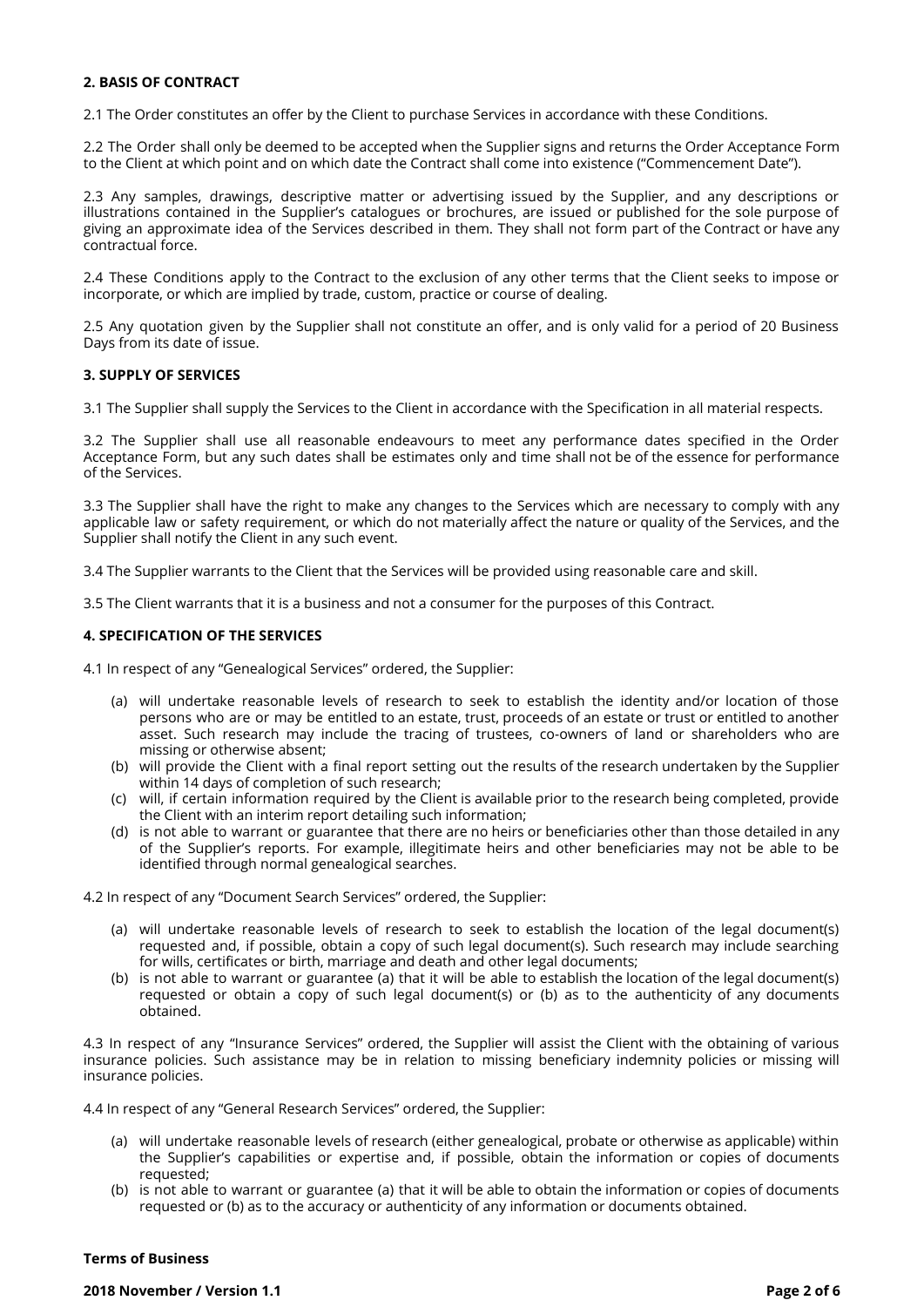**2. BASIS OF CONTRACT**

2.1 The Order constitutes an offer by the Client to purchase Services in accordance with these Conditions.

2.2 The Order shall only be deemed to be accepted when the Supplier signs and returns the Order Acceptance Form to the Client at which point and on which date the Contract shall come into existence ("Commencement Date").

2.3 Any samples, drawings, descriptive matter or advertising issued by the Supplier, and any descriptions or illustrations contained in the Supplier's catalogues or brochures, are issued or published for the sole purpose of giving an approximate idea of the Services described in them. They shall not form part of the Contract or have any contractual force.

2.4 These Conditions apply to the Contract to the exclusion of any other terms that the Client seeks to impose or incorporate, or which are implied by trade, custom, practice or course of dealing.

2.5 Any quotation given by the Supplier shall not constitute an offer, and is only valid for a period of 20 Business Days from its date of issue.

**3. SUPPLY OF SERVICES**

3.1 The Supplier shall supply the Services to the Client in accordance with the Specification in all material respects.

3.2 The Supplier shall use all reasonable endeavours to meet any performance dates specified in the Order Acceptance Form, but any such dates shall be estimates only and time shall not be of the essence for performance of the Services.

3.3 The Supplier shall have the right to make any changes to the Services which are necessary to comply with any applicable law or safety requirement, or which do not materially affect the nature or quality of the Services, and the Supplier shall notify the Client in any such event.

3.4 The Supplier warrants to the Client that the Services will be provided using reasonable care and skill.

3.5 The Client warrants that it is a business and not a consumer for the purposes of this Contract.

**4. SPECIFICATION OF THE SERVICES**

4.1 In respect of any "Genealogical Services" ordered, the Supplier:

- (a) will undertake reasonable levels of research to seek to establish the identity and/or location of those persons who are or may be entitled to an estate, trust, proceeds of an estate or trust or entitled to another asset. Such research may include the tracing of trustees, co-owners of land or shareholders who are missing or otherwise absent;
- (b) will provide the Client with a final report setting out the results of the research undertaken by the Supplier within 14 days of completion of such research;
- (c) will, if certain information required by the Client is available prior to the research being completed, provide the Client with an interim report detailing such information;
- (d) is not able to warrant or guarantee that there are no heirs or beneficiaries other than those detailed in any of the Supplier's reports. For example, illegitimate heirs and other beneficiaries may not be able to be identified through normal genealogical searches.

4.2 In respect of any "Document Search Services" ordered, the Supplier:

- (a) will undertake reasonable levels of research to seek to establish the location of the legal document(s) requested and, if possible, obtain a copy of such legal document(s). Such research may include searching for wills, certificates or birth, marriage and death and other legal documents;
- (b) is not able to warrant or guarantee (a) that it will be able to establish the location of the legal document(s) requested or obtain a copy of such legal document(s) or (b) as to the authenticity of any documents obtained.

4.3 In respect of any "Insurance Services" ordered, the Supplier will assist the Client with the obtaining of various insurance policies. Such assistance may be in relation to missing beneficiary indemnity policies or missing will insurance policies.

4.4 In respect of any "General Research Services" ordered, the Supplier:

- (a) will undertake reasonable levels of research (either genealogical, probate or otherwise as applicable) within the Supplier's capabilities or expertise and, if possible, obtain the information or copies of documents requested;
- (b) is not able to warrant or guarantee (a) that it will be able to obtain the information or copies of documents requested or (b) as to the accuracy or authenticity of any information or documents obtained.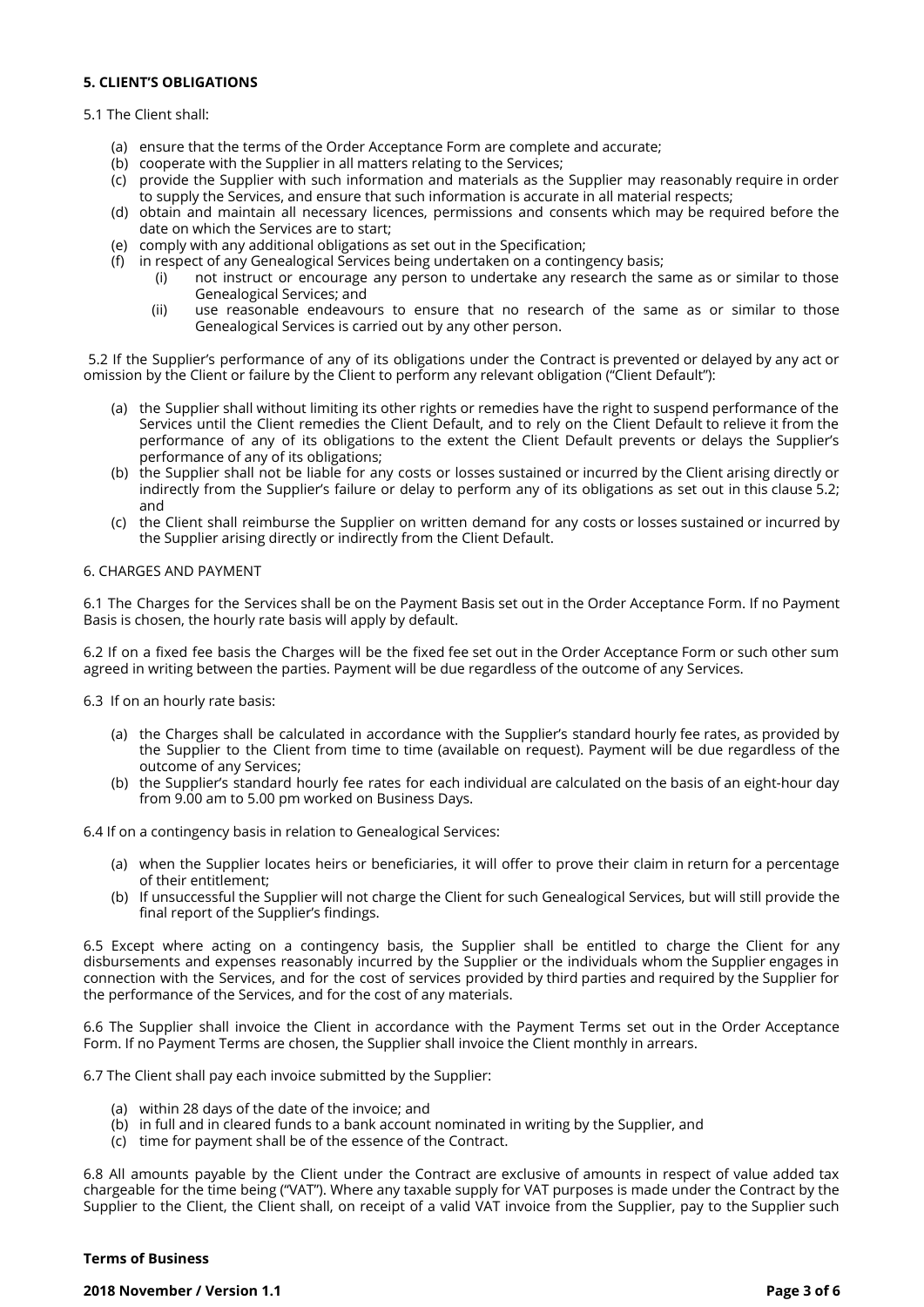**5. CLIENT'S OBLIGATIONS**

5.1 The Client shall:

(a) ensure that the terms of the Order Acceptance Form are complete and accurate;
(b) cooperate with the Supplier in all matters relating to the Services;
(c) provide the Supplier with such information and materials as the Supplier may reasonably require in order to supply the Services, and ensure that such information is accurate in all material respects;
(d) obtain and maintain all necessary licences, permissions and consents which may be required before the date on which the Services are to start;
(e) comply with any additional obligations as set out in the Specification;
(f) in respect of any Genealogical Services being undertaken on a contingency basis;
    (i) not instruct or encourage any person to undertake any research the same as or similar to those Genealogical Services; and
    (ii) use reasonable endeavours to ensure that no research of the same as or similar to those Genealogical Services is carried out by any other person.

5.2 If the Supplier's performance of any of its obligations under the Contract is prevented or delayed by any act or omission by the Client or failure by the Client to perform any relevant obligation ("Client Default"):

(a) the Supplier shall without limiting its other rights or remedies have the right to suspend performance of the Services until the Client remedies the Client Default, and to rely on the Client Default to relieve it from the performance of any of its obligations to the extent the Client Default prevents or delays the Supplier's performance of any of its obligations;
(b) the Supplier shall not be liable for any costs or losses sustained or incurred by the Client arising directly or indirectly from the Supplier's failure or delay to perform any of its obligations as set out in this clause 5.2; and
(c) the Client shall reimburse the Supplier on written demand for any costs or losses sustained or incurred by the Supplier arising directly or indirectly from the Client Default.

6. CHARGES AND PAYMENT

6.1 The Charges for the Services shall be on the Payment Basis set out in the Order Acceptance Form. If no Payment Basis is chosen, the hourly rate basis will apply by default.

6.2 If on a fixed fee basis the Charges will be the fixed fee set out in the Order Acceptance Form or such other sum agreed in writing between the parties. Payment will be due regardless of the outcome of any Services.

6.3 If on an hourly rate basis:

(a) the Charges shall be calculated in accordance with the Supplier's standard hourly fee rates, as provided by the Supplier to the Client from time to time (available on request). Payment will be due regardless of the outcome of any Services;
(b) the Supplier's standard hourly fee rates for each individual are calculated on the basis of an eight-hour day from 9.00 am to 5.00 pm worked on Business Days.

6.4 If on a contingency basis in relation to Genealogical Services:

(a) when the Supplier locates heirs or beneficiaries, it will offer to prove their claim in return for a percentage of their entitlement;
(b) If unsuccessful the Supplier will not charge the Client for such Genealogical Services, but will still provide the final report of the Supplier's findings.

6.5 Except where acting on a contingency basis, the Supplier shall be entitled to charge the Client for any disbursements and expenses reasonably incurred by the Supplier or the individuals whom the Supplier engages in connection with the Services, and for the cost of services provided by third parties and required by the Supplier for the performance of the Services, and for the cost of any materials.

6.6 The Supplier shall invoice the Client in accordance with the Payment Terms set out in the Order Acceptance Form. If no Payment Terms are chosen, the Supplier shall invoice the Client monthly in arrears.

6.7 The Client shall pay each invoice submitted by the Supplier:

(a) within 28 days of the date of the invoice; and
(b) in full and in cleared funds to a bank account nominated in writing by the Supplier, and
(c) time for payment shall be of the essence of the Contract.

6.8 All amounts payable by the Client under the Contract are exclusive of amounts in respect of value added tax chargeable for the time being ("VAT"). Where any taxable supply for VAT purposes is made under the Contract by the Supplier to the Client, the Client shall, on receipt of a valid VAT invoice from the Supplier, pay to the Supplier such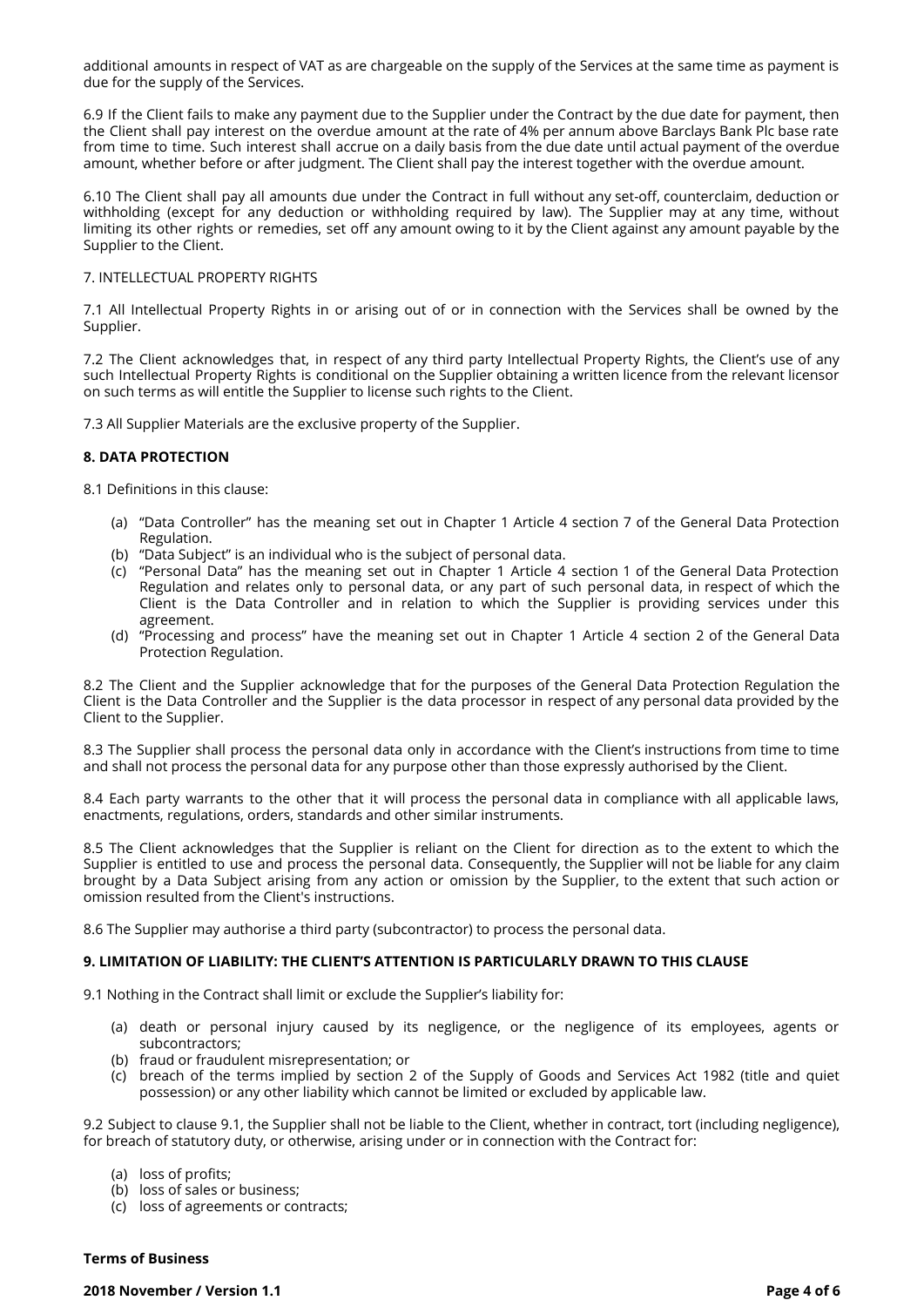additional amounts in respect of VAT as are chargeable on the supply of the Services at the same time as payment is due for the supply of the Services.

6.9 If the Client fails to make any payment due to the Supplier under the Contract by the due date for payment, then the Client shall pay interest on the overdue amount at the rate of 4% per annum above Barclays Bank Plc base rate from time to time. Such interest shall accrue on a daily basis from the due date until actual payment of the overdue amount, whether before or after judgment. The Client shall pay the interest together with the overdue amount.

6.10 The Client shall pay all amounts due under the Contract in full without any set-off, counterclaim, deduction or withholding (except for any deduction or withholding required by law). The Supplier may at any time, without limiting its other rights or remedies, set off any amount owing to it by the Client against any amount payable by the Supplier to the Client.

7. INTELLECTUAL PROPERTY RIGHTS

7.1 All Intellectual Property Rights in or arising out of or in connection with the Services shall be owned by the Supplier.

7.2 The Client acknowledges that, in respect of any third party Intellectual Property Rights, the Client's use of any such Intellectual Property Rights is conditional on the Supplier obtaining a written licence from the relevant licensor on such terms as will entitle the Supplier to license such rights to the Client.

7.3 All Supplier Materials are the exclusive property of the Supplier.

**8. DATA PROTECTION**

8.1 Definitions in this clause:

(a) "Data Controller" has the meaning set out in Chapter 1 Article 4 section 7 of the General Data Protection Regulation.
(b) "Data Subject" is an individual who is the subject of personal data.
(c) "Personal Data" has the meaning set out in Chapter 1 Article 4 section 1 of the General Data Protection Regulation and relates only to personal data, or any part of such personal data, in respect of which the Client is the Data Controller and in relation to which the Supplier is providing services under this agreement.
(d) "Processing and process" have the meaning set out in Chapter 1 Article 4 section 2 of the General Data Protection Regulation.

8.2 The Client and the Supplier acknowledge that for the purposes of the General Data Protection Regulation the Client is the Data Controller and the Supplier is the data processor in respect of any personal data provided by the Client to the Supplier.

8.3 The Supplier shall process the personal data only in accordance with the Client's instructions from time to time and shall not process the personal data for any purpose other than those expressly authorised by the Client.

8.4 Each party warrants to the other that it will process the personal data in compliance with all applicable laws, enactments, regulations, orders, standards and other similar instruments.

8.5 The Client acknowledges that the Supplier is reliant on the Client for direction as to the extent to which the Supplier is entitled to use and process the personal data. Consequently, the Supplier will not be liable for any claim brought by a Data Subject arising from any action or omission by the Supplier, to the extent that such action or omission resulted from the Client's instructions.

8.6 The Supplier may authorise a third party (subcontractor) to process the personal data.

**9. LIMITATION OF LIABILITY: THE CLIENT'S ATTENTION IS PARTICULARLY DRAWN TO THIS CLAUSE**

9.1 Nothing in the Contract shall limit or exclude the Supplier's liability for:

(a) death or personal injury caused by its negligence, or the negligence of its employees, agents or subcontractors;
(b) fraud or fraudulent misrepresentation; or
(c) breach of the terms implied by section 2 of the Supply of Goods and Services Act 1982 (title and quiet possession) or any other liability which cannot be limited or excluded by applicable law.

9.2 Subject to clause 9.1, the Supplier shall not be liable to the Client, whether in contract, tort (including negligence), for breach of statutory duty, or otherwise, arising under or in connection with the Contract for:

(a) loss of profits;
(b) loss of sales or business;
(c) loss of agreements or contracts;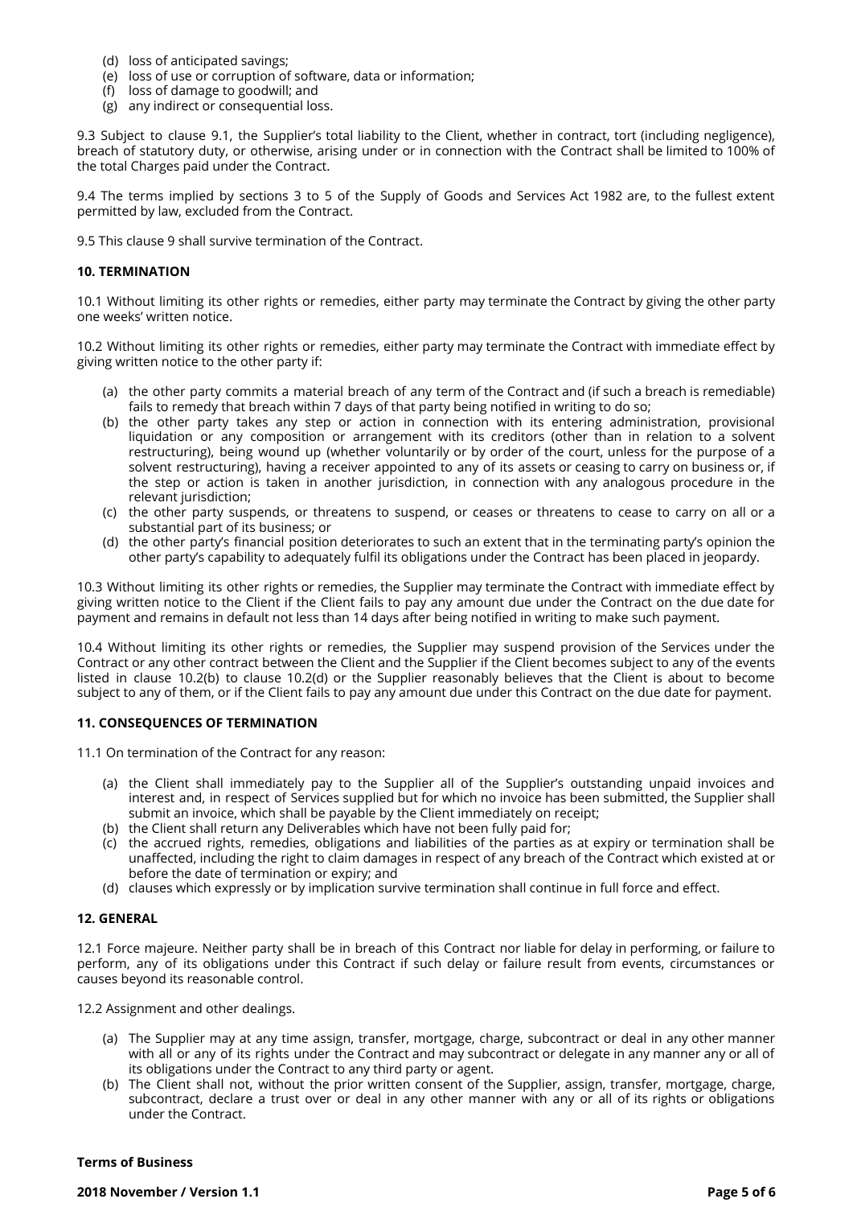(d) loss of anticipated savings;
(e) loss of use or corruption of software, data or information;
(f) loss of damage to goodwill; and
(g) any indirect or consequential loss.

9.3 Subject to clause 9.1, the Supplier's total liability to the Client, whether in contract, tort (including negligence), breach of statutory duty, or otherwise, arising under or in connection with the Contract shall be limited to 100% of the total Charges paid under the Contract.

9.4 The terms implied by sections 3 to 5 of the Supply of Goods and Services Act 1982 are, to the fullest extent permitted by law, excluded from the Contract.

9.5 This clause 9 shall survive termination of the Contract.

**10. TERMINATION**

10.1 Without limiting its other rights or remedies, either party may terminate the Contract by giving the other party one weeks' written notice.

10.2 Without limiting its other rights or remedies, either party may terminate the Contract with immediate effect by giving written notice to the other party if:

(a) the other party commits a material breach of any term of the Contract and (if such a breach is remediable) fails to remedy that breach within 7 days of that party being notified in writing to do so;
(b) the other party takes any step or action in connection with its entering administration, provisional liquidation or any composition or arrangement with its creditors (other than in relation to a solvent restructuring), being wound up (whether voluntarily or by order of the court, unless for the purpose of a solvent restructuring), having a receiver appointed to any of its assets or ceasing to carry on business or, if the step or action is taken in another jurisdiction, in connection with any analogous procedure in the relevant jurisdiction;
(c) the other party suspends, or threatens to suspend, or ceases or threatens to cease to carry on all or a substantial part of its business; or
(d) the other party's financial position deteriorates to such an extent that in the terminating party's opinion the other party's capability to adequately fulfil its obligations under the Contract has been placed in jeopardy.

10.3 Without limiting its other rights or remedies, the Supplier may terminate the Contract with immediate effect by giving written notice to the Client if the Client fails to pay any amount due under the Contract on the due date for payment and remains in default not less than 14 days after being notified in writing to make such payment.

10.4 Without limiting its other rights or remedies, the Supplier may suspend provision of the Services under the Contract or any other contract between the Client and the Supplier if the Client becomes subject to any of the events listed in clause 10.2(b) to clause 10.2(d) or the Supplier reasonably believes that the Client is about to become subject to any of them, or if the Client fails to pay any amount due under this Contract on the due date for payment.

**11. CONSEQUENCES OF TERMINATION**

11.1 On termination of the Contract for any reason:

(a) the Client shall immediately pay to the Supplier all of the Supplier's outstanding unpaid invoices and interest and, in respect of Services supplied but for which no invoice has been submitted, the Supplier shall submit an invoice, which shall be payable by the Client immediately on receipt;
(b) the Client shall return any Deliverables which have not been fully paid for;
(c) the accrued rights, remedies, obligations and liabilities of the parties as at expiry or termination shall be unaffected, including the right to claim damages in respect of any breach of the Contract which existed at or before the date of termination or expiry; and
(d) clauses which expressly or by implication survive termination shall continue in full force and effect.

**12. GENERAL**

12.1 Force majeure. Neither party shall be in breach of this Contract nor liable for delay in performing, or failure to perform, any of its obligations under this Contract if such delay or failure result from events, circumstances or causes beyond its reasonable control.

12.2 Assignment and other dealings.

(a) The Supplier may at any time assign, transfer, mortgage, charge, subcontract or deal in any other manner with all or any of its rights under the Contract and may subcontract or delegate in any manner any or all of its obligations under the Contract to any third party or agent.
(b) The Client shall not, without the prior written consent of the Supplier, assign, transfer, mortgage, charge, subcontract, declare a trust over or deal in any other manner with any or all of its rights or obligations under the Contract.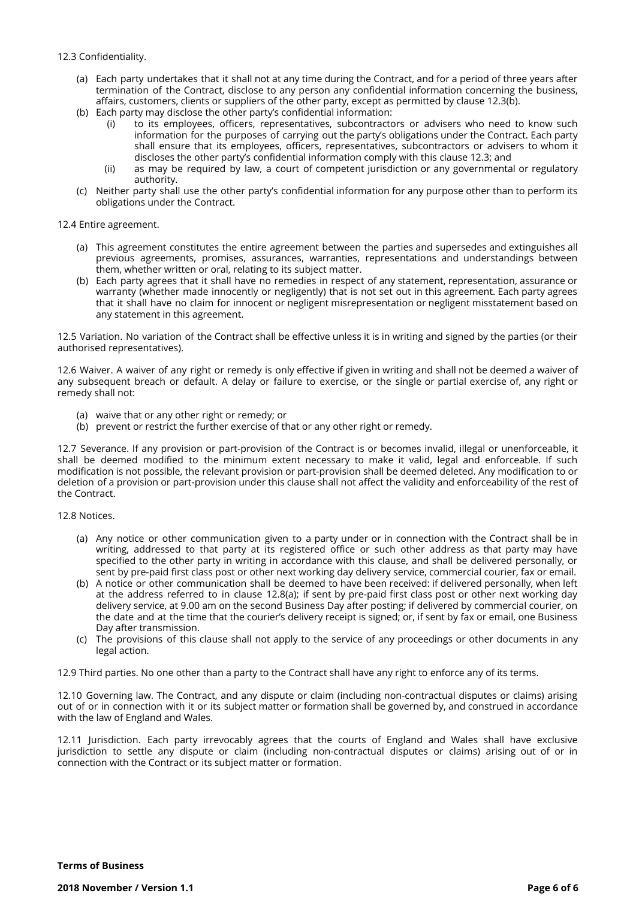12.3 Confidentiality.

- (a) Each party undertakes that it shall not at any time during the Contract, and for a period of three years after termination of the Contract, disclose to any person any confidential information concerning the business, affairs, customers, clients or suppliers of the other party, except as permitted by clause 12.3(b).
- (b) Each party may disclose the other party's confidential information:
  - (i) to its employees, officers, representatives, subcontractors or advisers who need to know such information for the purposes of carrying out the party's obligations under the Contract. Each party shall ensure that its employees, officers, representatives, subcontractors or advisers to whom it discloses the other party's confidential information comply with this clause 12.3; and
  - (ii) as may be required by law, a court of competent jurisdiction or any governmental or regulatory authority.
- (c) Neither party shall use the other party's confidential information for any purpose other than to perform its obligations under the Contract.

12.4 Entire agreement.

- (a) This agreement constitutes the entire agreement between the parties and supersedes and extinguishes all previous agreements, promises, assurances, warranties, representations and understandings between them, whether written or oral, relating to its subject matter.
- (b) Each party agrees that it shall have no remedies in respect of any statement, representation, assurance or warranty (whether made innocently or negligently) that is not set out in this agreement. Each party agrees that it shall have no claim for innocent or negligent misrepresentation or negligent misstatement based on any statement in this agreement.

12.5 Variation. No variation of the Contract shall be effective unless it is in writing and signed by the parties (or their authorised representatives).

12.6 Waiver. A waiver of any right or remedy is only effective if given in writing and shall not be deemed a waiver of any subsequent breach or default. A delay or failure to exercise, or the single or partial exercise of, any right or remedy shall not:

- (a) waive that or any other right or remedy; or
- (b) prevent or restrict the further exercise of that or any other right or remedy.

12.7 Severance. If any provision or part-provision of the Contract is or becomes invalid, illegal or unenforceable, it shall be deemed modified to the minimum extent necessary to make it valid, legal and enforceable. If such modification is not possible, the relevant provision or part-provision shall be deemed deleted. Any modification to or deletion of a provision or part-provision under this clause shall not affect the validity and enforceability of the rest of the Contract.

12.8 Notices.

- (a) Any notice or other communication given to a party under or in connection with the Contract shall be in writing, addressed to that party at its registered office or such other address as that party may have specified to the other party in writing in accordance with this clause, and shall be delivered personally, or sent by pre-paid first class post or other next working day delivery service, commercial courier, fax or email.
- (b) A notice or other communication shall be deemed to have been received: if delivered personally, when left at the address referred to in clause 12.8(a); if sent by pre-paid first class post or other next working day delivery service, at 9.00 am on the second Business Day after posting; if delivered by commercial courier, on the date and at the time that the courier's delivery receipt is signed; or, if sent by fax or email, one Business Day after transmission.
- (c) The provisions of this clause shall not apply to the service of any proceedings or other documents in any legal action.

12.9 Third parties. No one other than a party to the Contract shall have any right to enforce any of its terms.

12.10 Governing law. The Contract, and any dispute or claim (including non-contractual disputes or claims) arising out of or in connection with it or its subject matter or formation shall be governed by, and construed in accordance with the law of England and Wales.

12.11 Jurisdiction. Each party irrevocably agrees that the courts of England and Wales shall have exclusive jurisdiction to settle any dispute or claim (including non-contractual disputes or claims) arising out of or in connection with the Contract or its subject matter or formation.